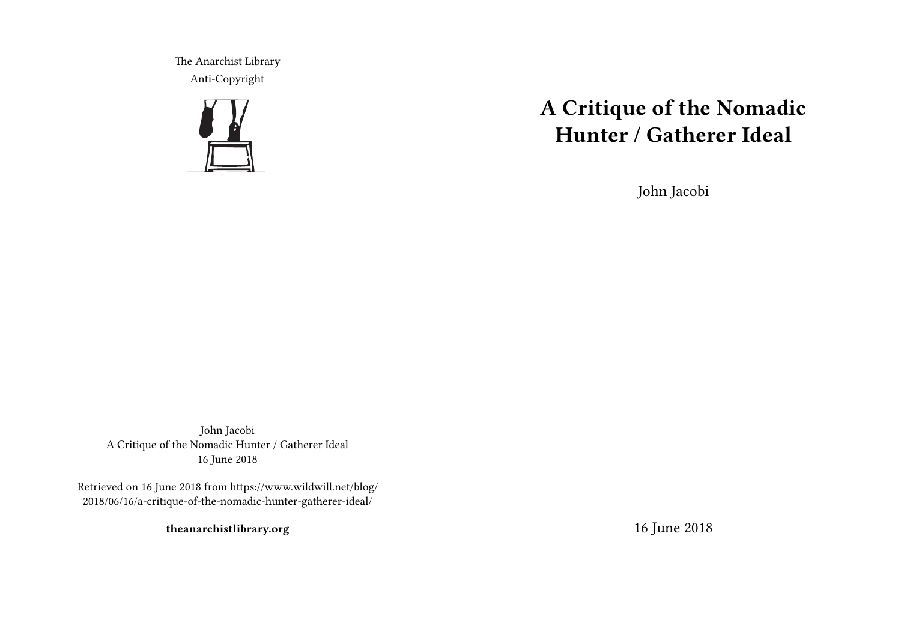# A Critique of the Nomadic Hunter / Gatherer Ideal

John Jacobi

16 June 2018

The Anarchist Library
Anti-Copyright

John Jacobi
A Critique of the Nomadic Hunter / Gatherer Ideal
16 June 2018

Retrieved on 16 June 2018 from https://www.wildwill.net/blog/2018/06/16/a-critique-of-the-nomadic-hunter-gatherer-ideal/

**theanarchistlibrary.org**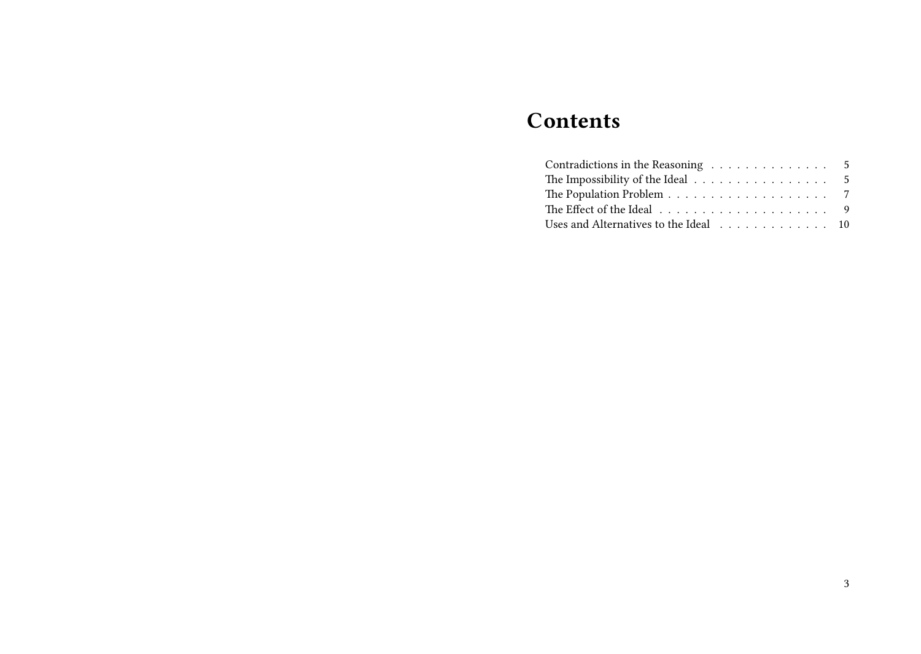# Contents

- Contradictions in the Reasoning . . . . . . . . . . . . . . 5
- The Impossibility of the Ideal . . . . . . . . . . . . . . . . 5
- The Population Problem . . . . . . . . . . . . . . . . . . 7
- The Effect of the Ideal . . . . . . . . . . . . . . . . . . . 9
- Uses and Alternatives to the Ideal . . . . . . . . . . . . 10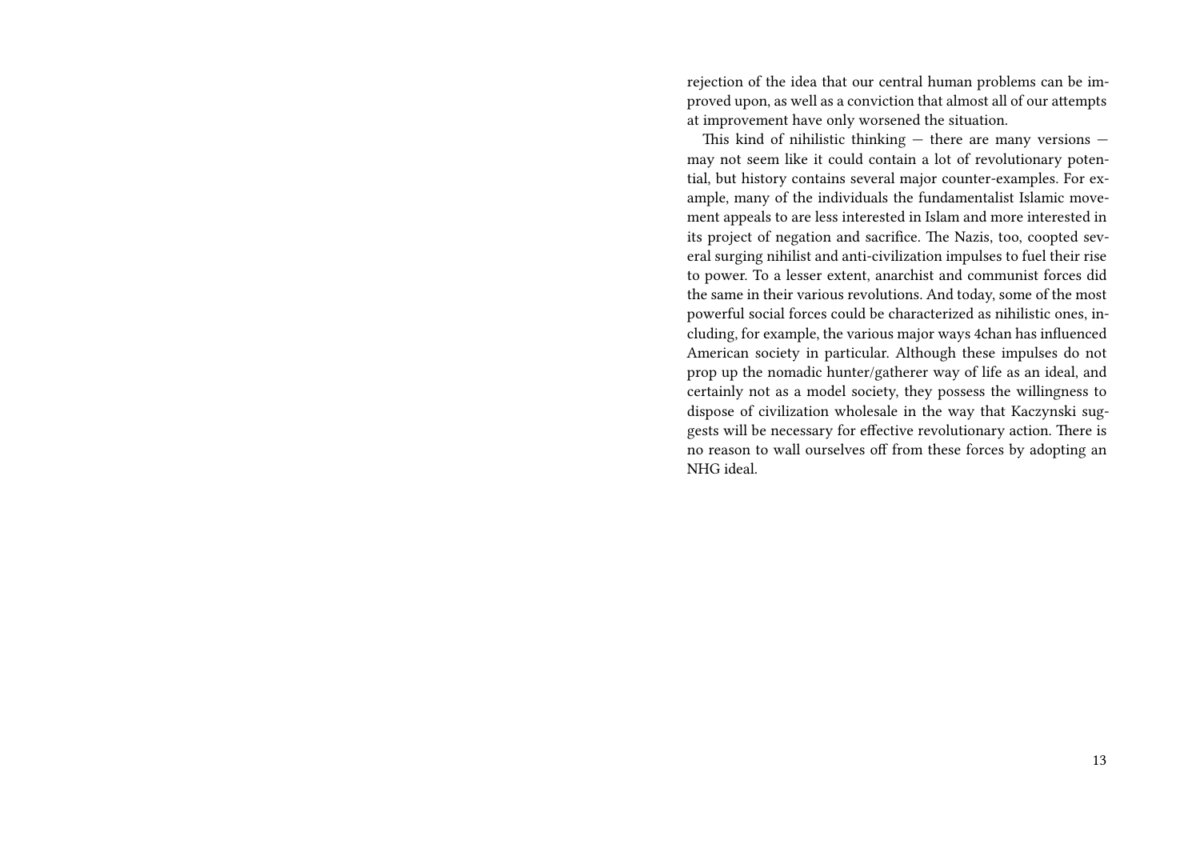rejection of the idea that our central human problems can be improved upon, as well as a conviction that almost all of our attempts at improvement have only worsened the situation.

This kind of nihilistic thinking — there are many versions — may not seem like it could contain a lot of revolutionary potential, but history contains several major counter-examples. For example, many of the individuals the fundamentalist Islamic movement appeals to are less interested in Islam and more interested in its project of negation and sacrifice. The Nazis, too, coopted several surging nihilist and anti-civilization impulses to fuel their rise to power. To a lesser extent, anarchist and communist forces did the same in their various revolutions. And today, some of the most powerful social forces could be characterized as nihilistic ones, including, for example, the various major ways 4chan has influenced American society in particular. Although these impulses do not prop up the nomadic hunter/gatherer way of life as an ideal, and certainly not as a model society, they possess the willingness to dispose of civilization wholesale in the way that Kaczynski suggests will be necessary for effective revolutionary action. There is no reason to wall ourselves off from these forces by adopting an NHG ideal.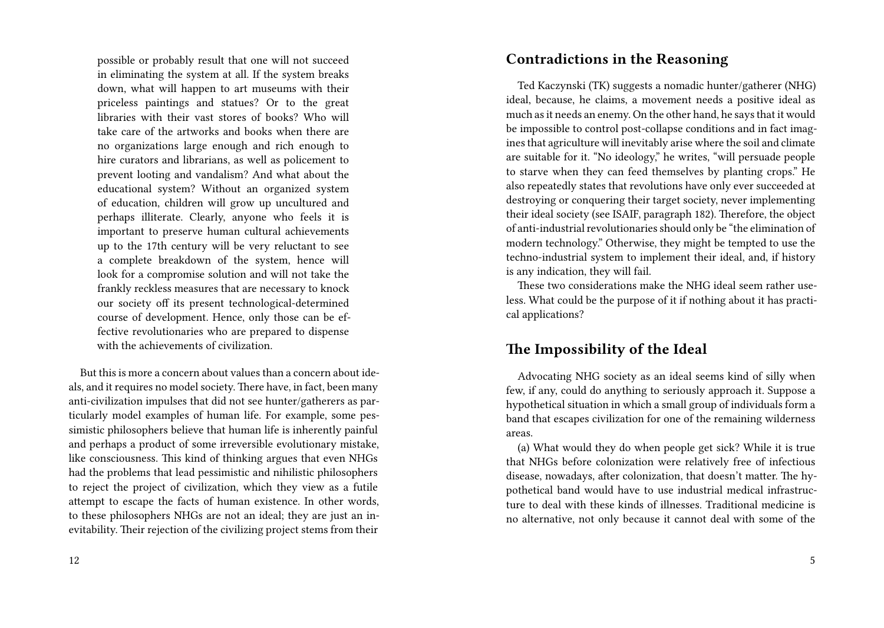possible or probably result that one will not succeed in eliminating the system at all. If the system breaks down, what will happen to art museums with their priceless paintings and statues? Or to the great libraries with their vast stores of books? Who will take care of the artworks and books when there are no organizations large enough and rich enough to hire curators and librarians, as well as policement to prevent looting and vandalism? And what about the educational system? Without an organized system of education, children will grow up uncultured and perhaps illiterate. Clearly, anyone who feels it is important to preserve human cultural achievements up to the 17th century will be very reluctant to see a complete breakdown of the system, hence will look for a compromise solution and will not take the frankly reckless measures that are necessary to knock our society off its present technological-determined course of development. Hence, only those can be effective revolutionaries who are prepared to dispense with the achievements of civilization.

But this is more a concern about values than a concern about ideals, and it requires no model society. There have, in fact, been many anti-civilization impulses that did not see hunter/gatherers as particularly model examples of human life. For example, some pessimistic philosophers believe that human life is inherently painful and perhaps a product of some irreversible evolutionary mistake, like consciousness. This kind of thinking argues that even NHGs had the problems that lead pessimistic and nihilistic philosophers to reject the project of civilization, which they view as a futile attempt to escape the facts of human existence. In other words, to these philosophers NHGs are not an ideal; they are just an inevitability. Their rejection of the civilizing project stems from their

## Contradictions in the Reasoning

Ted Kaczynski (TK) suggests a nomadic hunter/gatherer (NHG) ideal, because, he claims, a movement needs a positive ideal as much as it needs an enemy. On the other hand, he says that it would be impossible to control post-collapse conditions and in fact imagines that agriculture will inevitably arise where the soil and climate are suitable for it. "No ideology," he writes, "will persuade people to starve when they can feed themselves by planting crops." He also repeatedly states that revolutions have only ever succeeded at destroying or conquering their target society, never implementing their ideal society (see ISAIF, paragraph 182). Therefore, the object of anti-industrial revolutionaries should only be "the elimination of modern technology." Otherwise, they might be tempted to use the techno-industrial system to implement their ideal, and, if history is any indication, they will fail.

These two considerations make the NHG ideal seem rather useless. What could be the purpose of it if nothing about it has practical applications?

## The Impossibility of the Ideal

Advocating NHG society as an ideal seems kind of silly when few, if any, could do anything to seriously approach it. Suppose a hypothetical situation in which a small group of individuals form a band that escapes civilization for one of the remaining wilderness areas.

(a) What would they do when people get sick? While it is true that NHGs before colonization were relatively free of infectious disease, nowadays, after colonization, that doesn't matter. The hypothetical band would have to use industrial medical infrastructure to deal with these kinds of illnesses. Traditional medicine is no alternative, not only because it cannot deal with some of the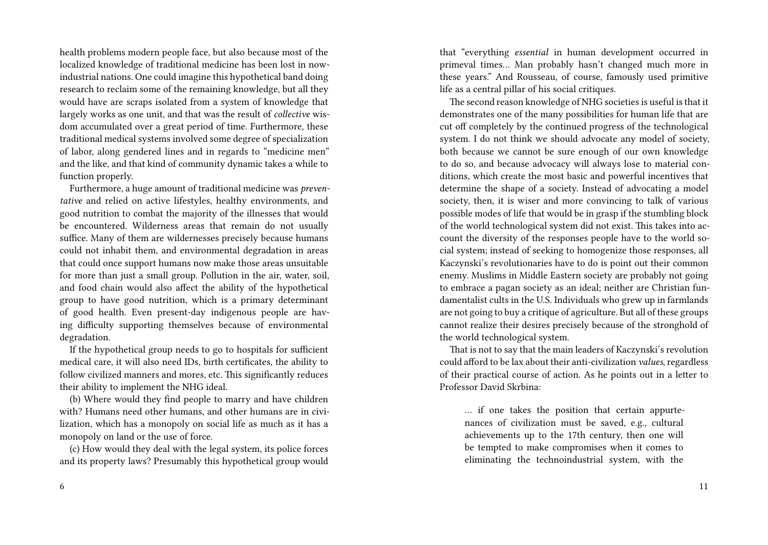health problems modern people face, but also because most of the localized knowledge of traditional medicine has been lost in now-industrial nations. One could imagine this hypothetical band doing research to reclaim some of the remaining knowledge, but all they would have are scraps isolated from a system of knowledge that largely works as one unit, and that was the result of *collective* wisdom accumulated over a great period of time. Furthermore, these traditional medical systems involved some degree of specialization of labor, along gendered lines and in regards to "medicine men" and the like, and that kind of community dynamic takes a while to function properly.

Furthermore, a huge amount of traditional medicine was *preventative* and relied on active lifestyles, healthy environments, and good nutrition to combat the majority of the illnesses that would be encountered. Wilderness areas that remain do not usually suffice. Many of them are wildernesses precisely because humans could not inhabit them, and environmental degradation in areas that could once support humans now make those areas unsuitable for more than just a small group. Pollution in the air, water, soil, and food chain would also affect the ability of the hypothetical group to have good nutrition, which is a primary determinant of good health. Even present-day indigenous people are having difficulty supporting themselves because of environmental degradation.

If the hypothetical group needs to go to hospitals for sufficient medical care, it will also need IDs, birth certificates, the ability to follow civilized manners and mores, etc. This significantly reduces their ability to implement the NHG ideal.

(b) Where would they find people to marry and have children with? Humans need other humans, and other humans are in civilization, which has a monopoly on social life as much as it has a monopoly on land or the use of force.

(c) How would they deal with the legal system, its police forces and its property laws? Presumably this hypothetical group would

that "everything *essential* in human development occurred in primeval times… Man probably hasn't changed much more in these years." And Rousseau, of course, famously used primitive life as a central pillar of his social critiques.

The second reason knowledge of NHG societies is useful is that it demonstrates one of the many possibilities for human life that are cut off completely by the continued progress of the technological system. I do not think we should advocate any model of society, both because we cannot be sure enough of our own knowledge to do so, and because advocacy will always lose to material conditions, which create the most basic and powerful incentives that determine the shape of a society. Instead of advocating a model society, then, it is wiser and more convincing to talk of various possible modes of life that would be in grasp if the stumbling block of the world technological system did not exist. This takes into account the diversity of the responses people have to the world social system; instead of seeking to homogenize those responses, all Kaczynski's revolutionaries have to do is point out their common enemy. Muslims in Middle Eastern society are probably not going to embrace a pagan society as an ideal; neither are Christian fundamentalist cults in the U.S. Individuals who grew up in farmlands are not going to buy a critique of agriculture. But all of these groups cannot realize their desires precisely because of the stronghold of the world technological system.

That is not to say that the main leaders of Kaczynski's revolution could afford to be lax about their anti-civilization *values*, regardless of their practical course of action. As he points out in a letter to Professor David Skrbina:

> … if one takes the position that certain appurtenances of civilization must be saved, e.g., cultural achievements up to the 17th century, then one will be tempted to make compromises when it comes to eliminating the technoindustrial system, with the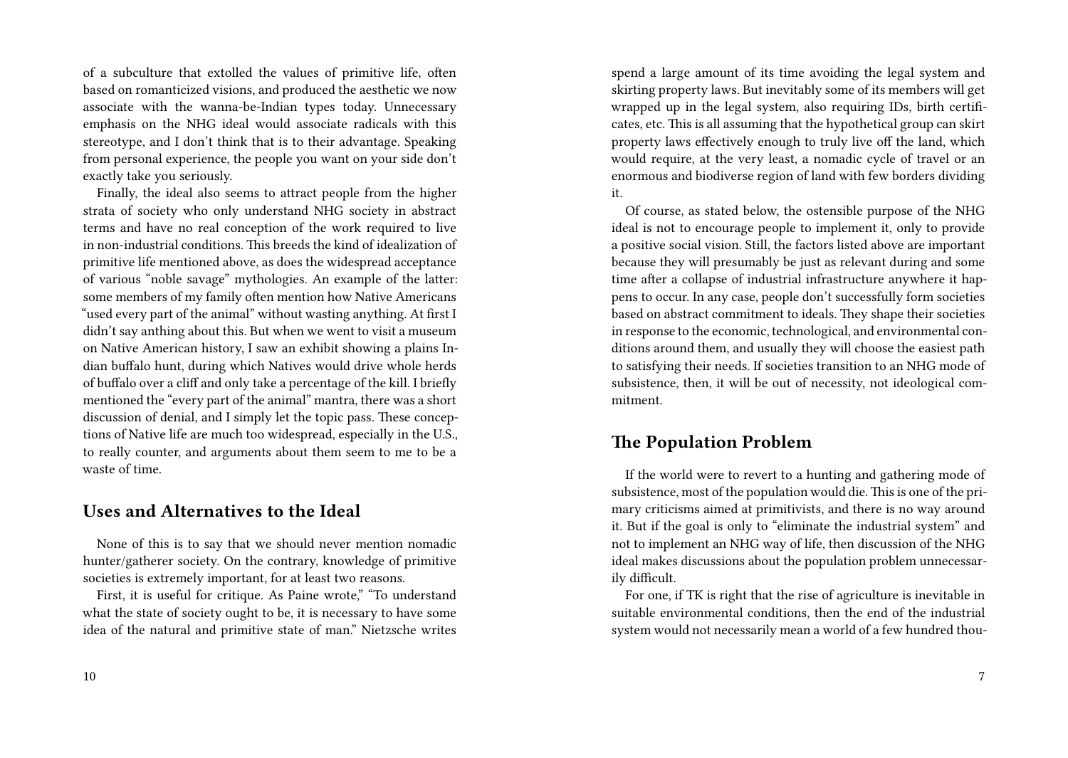of a subculture that extolled the values of primitive life, often based on romanticized visions, and produced the aesthetic we now associate with the wanna-be-Indian types today. Unnecessary emphasis on the NHG ideal would associate radicals with this stereotype, and I don't think that is to their advantage. Speaking from personal experience, the people you want on your side don't exactly take you seriously.

Finally, the ideal also seems to attract people from the higher strata of society who only understand NHG society in abstract terms and have no real conception of the work required to live in non-industrial conditions. This breeds the kind of idealization of primitive life mentioned above, as does the widespread acceptance of various "noble savage" mythologies. An example of the latter: some members of my family often mention how Native Americans "used every part of the animal" without wasting anything. At first I didn't say anthing about this. But when we went to visit a museum on Native American history, I saw an exhibit showing a plains Indian buffalo hunt, during which Natives would drive whole herds of buffalo over a cliff and only take a percentage of the kill. I briefly mentioned the "every part of the animal" mantra, there was a short discussion of denial, and I simply let the topic pass. These conceptions of Native life are much too widespread, especially in the U.S., to really counter, and arguments about them seem to me to be a waste of time.

## Uses and Alternatives to the Ideal

None of this is to say that we should never mention nomadic hunter/gatherer society. On the contrary, knowledge of primitive societies is extremely important, for at least two reasons.

First, it is useful for critique. As Paine wrote," "To understand what the state of society ought to be, it is necessary to have some idea of the natural and primitive state of man." Nietzsche writes

spend a large amount of its time avoiding the legal system and skirting property laws. But inevitably some of its members will get wrapped up in the legal system, also requiring IDs, birth certificates, etc. This is all assuming that the hypothetical group can skirt property laws effectively enough to truly live off the land, which would require, at the very least, a nomadic cycle of travel or an enormous and biodiverse region of land with few borders dividing it.

Of course, as stated below, the ostensible purpose of the NHG ideal is not to encourage people to implement it, only to provide a positive social vision. Still, the factors listed above are important because they will presumably be just as relevant during and some time after a collapse of industrial infrastructure anywhere it happens to occur. In any case, people don't successfully form societies based on abstract commitment to ideals. They shape their societies in response to the economic, technological, and environmental conditions around them, and usually they will choose the easiest path to satisfying their needs. If societies transition to an NHG mode of subsistence, then, it will be out of necessity, not ideological commitment.

## The Population Problem

If the world were to revert to a hunting and gathering mode of subsistence, most of the population would die. This is one of the primary criticisms aimed at primitivists, and there is no way around it. But if the goal is only to "eliminate the industrial system" and not to implement an NHG way of life, then discussion of the NHG ideal makes discussions about the population problem unnecessarily difficult.

For one, if TK is right that the rise of agriculture is inevitable in suitable environmental conditions, then the end of the industrial system would not necessarily mean a world of a few hundred thou-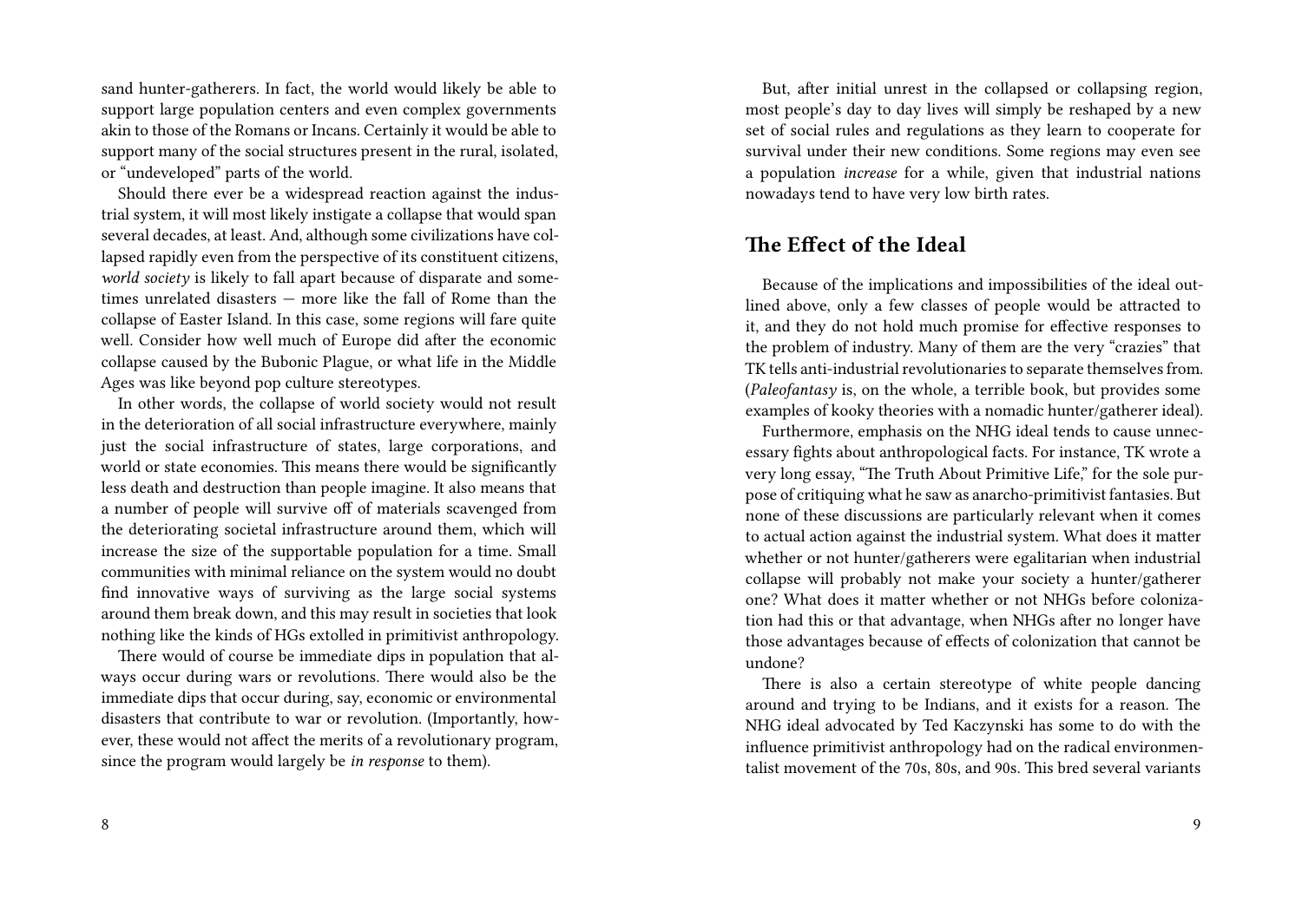sand hunter-gatherers. In fact, the world would likely be able to support large population centers and even complex governments akin to those of the Romans or Incans. Certainly it would be able to support many of the social structures present in the rural, isolated, or "undeveloped" parts of the world.

Should there ever be a widespread reaction against the industrial system, it will most likely instigate a collapse that would span several decades, at least. And, although some civilizations have collapsed rapidly even from the perspective of its constituent citizens, *world society* is likely to fall apart because of disparate and sometimes unrelated disasters — more like the fall of Rome than the collapse of Easter Island. In this case, some regions will fare quite well. Consider how well much of Europe did after the economic collapse caused by the Bubonic Plague, or what life in the Middle Ages was like beyond pop culture stereotypes.

In other words, the collapse of world society would not result in the deterioration of all social infrastructure everywhere, mainly just the social infrastructure of states, large corporations, and world or state economies. This means there would be significantly less death and destruction than people imagine. It also means that a number of people will survive off of materials scavenged from the deteriorating societal infrastructure around them, which will increase the size of the supportable population for a time. Small communities with minimal reliance on the system would no doubt find innovative ways of surviving as the large social systems around them break down, and this may result in societies that look nothing like the kinds of HGs extolled in primitivist anthropology.

There would of course be immediate dips in population that always occur during wars or revolutions. There would also be the immediate dips that occur during, say, economic or environmental disasters that contribute to war or revolution. (Importantly, however, these would not affect the merits of a revolutionary program, since the program would largely be *in response* to them).

But, after initial unrest in the collapsed or collapsing region, most people's day to day lives will simply be reshaped by a new set of social rules and regulations as they learn to cooperate for survival under their new conditions. Some regions may even see a population *increase* for a while, given that industrial nations nowadays tend to have very low birth rates.

## The Effect of the Ideal

Because of the implications and impossibilities of the ideal outlined above, only a few classes of people would be attracted to it, and they do not hold much promise for effective responses to the problem of industry. Many of them are the very "crazies" that TK tells anti-industrial revolutionaries to separate themselves from. (*Paleofantasy* is, on the whole, a terrible book, but provides some examples of kooky theories with a nomadic hunter/gatherer ideal).

Furthermore, emphasis on the NHG ideal tends to cause unnecessary fights about anthropological facts. For instance, TK wrote a very long essay, "The Truth About Primitive Life," for the sole purpose of critiquing what he saw as anarcho-primitivist fantasies. But none of these discussions are particularly relevant when it comes to actual action against the industrial system. What does it matter whether or not hunter/gatherers were egalitarian when industrial collapse will probably not make your society a hunter/gatherer one? What does it matter whether or not NHGs before colonization had this or that advantage, when NHGs after no longer have those advantages because of effects of colonization that cannot be undone?

There is also a certain stereotype of white people dancing around and trying to be Indians, and it exists for a reason. The NHG ideal advocated by Ted Kaczynski has some to do with the influence primitivist anthropology had on the radical environmentalist movement of the 70s, 80s, and 90s. This bred several variants